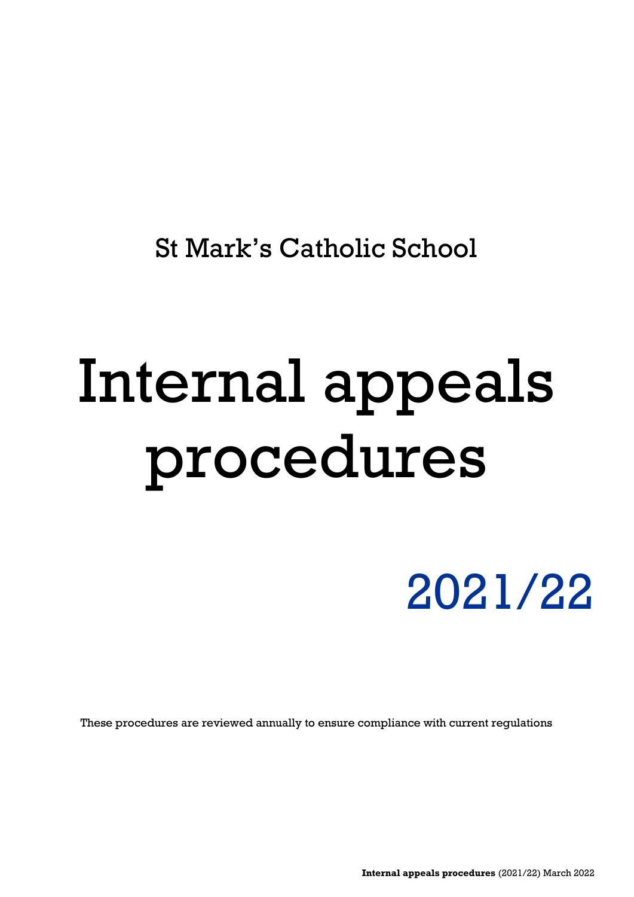St Mark's Catholic School

# Internal appeals procedures

2021/22

These procedures are reviewed annually to ensure compliance with current regulations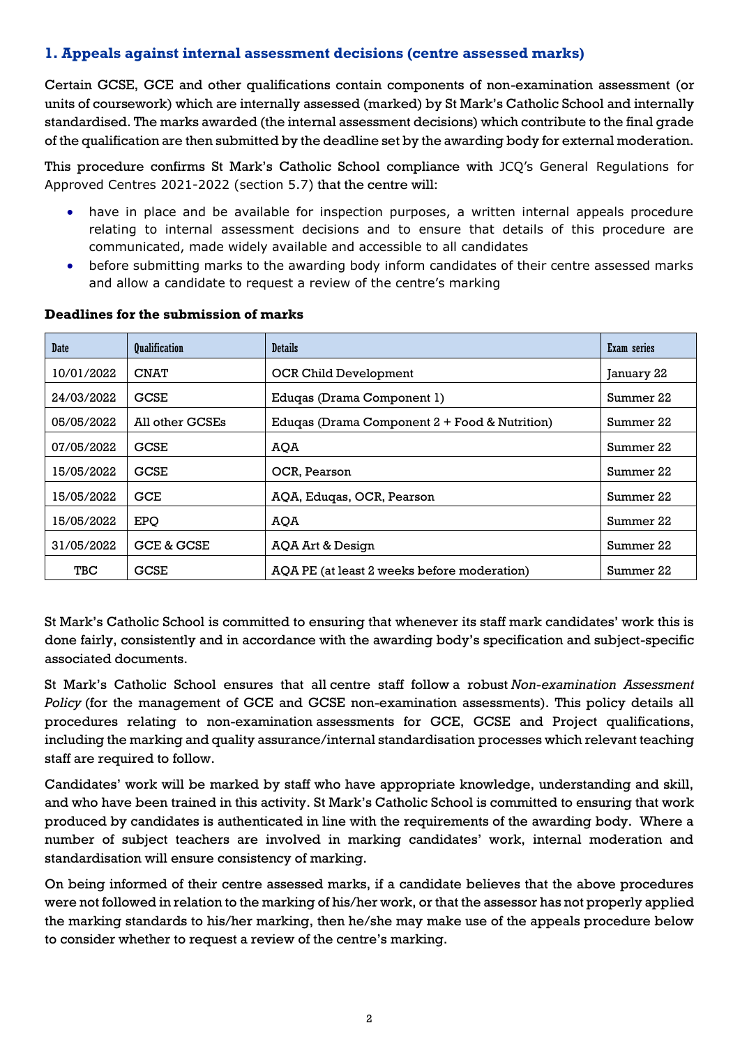## 1. Appeals against internal assessment decisions (centre assessed marks)

Certain GCSE, GCE and other qualifications contain components of non-examination assessment (or units of coursework) which are internally assessed (marked) by St Mark's Catholic School and internally standardised. The marks awarded (the internal assessment decisions) which contribute to the final grade of the qualification are then submitted by the deadline set by the awarding body for external moderation.

This procedure confirms St Mark's Catholic School compliance with JCQ's General Regulations for Approved Centres 2021-2022 (section 5.7) that the centre will:

- have in place and be available for inspection purposes, a written internal appeals procedure relating to internal assessment decisions and to ensure that details of this procedure are communicated, made widely available and accessible to all candidates
- before submitting marks to the awarding body inform candidates of their centre assessed marks and allow a candidate to request a review of the centre's marking

**Deadlines for the submission of marks**

| Date | Qualification | Details | Exam series |
|---|---|---|---|
| 10/01/2022 | CNAT | OCR Child Development | January 22 |
| 24/03/2022 | GCSE | Eduqas (Drama Component 1) | Summer 22 |
| 05/05/2022 | All other GCSEs | Eduqas (Drama Component 2 + Food & Nutrition) | Summer 22 |
| 07/05/2022 | GCSE | AQA | Summer 22 |
| 15/05/2022 | GCSE | OCR, Pearson | Summer 22 |
| 15/05/2022 | GCE | AQA, Eduqas, OCR, Pearson | Summer 22 |
| 15/05/2022 | EPQ | AQA | Summer 22 |
| 31/05/2022 | GCE & GCSE | AQA Art & Design | Summer 22 |
| TBC | GCSE | AQA PE (at least 2 weeks before moderation) | Summer 22 |

St Mark's Catholic School is committed to ensuring that whenever its staff mark candidates' work this is done fairly, consistently and in accordance with the awarding body's specification and subject-specific associated documents.

St Mark's Catholic School ensures that all centre staff follow a robust *Non-examination Assessment Policy* (for the management of GCE and GCSE non-examination assessments). This policy details all procedures relating to non-examination assessments for GCE, GCSE and Project qualifications, including the marking and quality assurance/internal standardisation processes which relevant teaching staff are required to follow.

Candidates' work will be marked by staff who have appropriate knowledge, understanding and skill, and who have been trained in this activity. St Mark's Catholic School is committed to ensuring that work produced by candidates is authenticated in line with the requirements of the awarding body. Where a number of subject teachers are involved in marking candidates' work, internal moderation and standardisation will ensure consistency of marking.

On being informed of their centre assessed marks, if a candidate believes that the above procedures were not followed in relation to the marking of his/her work, or that the assessor has not properly applied the marking standards to his/her marking, then he/she may make use of the appeals procedure below to consider whether to request a review of the centre's marking.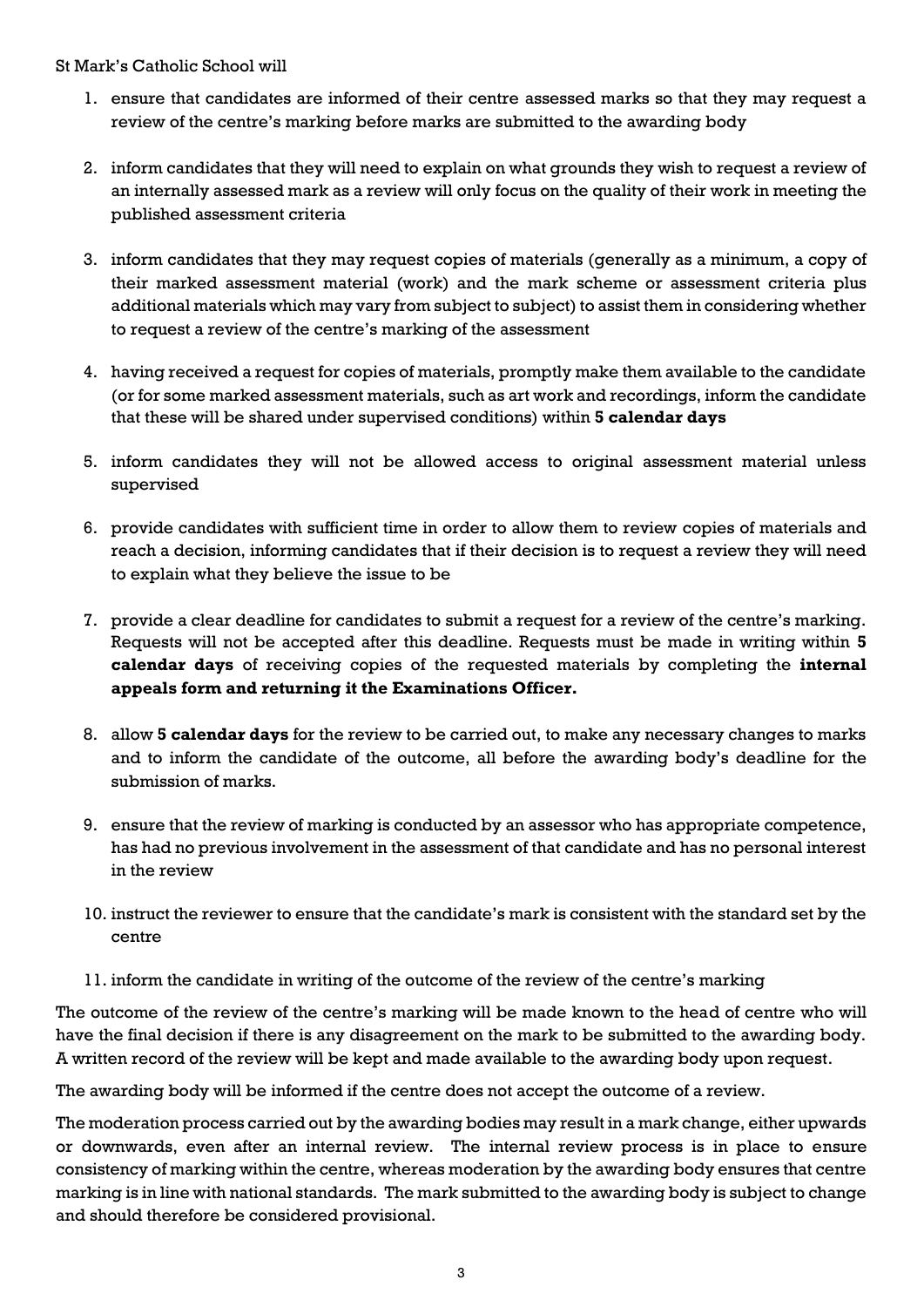St Mark's Catholic School will

1. ensure that candidates are informed of their centre assessed marks so that they may request a review of the centre's marking before marks are submitted to the awarding body

2. inform candidates that they will need to explain on what grounds they wish to request a review of an internally assessed mark as a review will only focus on the quality of their work in meeting the published assessment criteria

3. inform candidates that they may request copies of materials (generally as a minimum, a copy of their marked assessment material (work) and the mark scheme or assessment criteria plus additional materials which may vary from subject to subject) to assist them in considering whether to request a review of the centre's marking of the assessment

4. having received a request for copies of materials, promptly make them available to the candidate (or for some marked assessment materials, such as art work and recordings, inform the candidate that these will be shared under supervised conditions) within **5 calendar days**

5. inform candidates they will not be allowed access to original assessment material unless supervised

6. provide candidates with sufficient time in order to allow them to review copies of materials and reach a decision, informing candidates that if their decision is to request a review they will need to explain what they believe the issue to be

7. provide a clear deadline for candidates to submit a request for a review of the centre's marking. Requests will not be accepted after this deadline. Requests must be made in writing within **5 calendar days** of receiving copies of the requested materials by completing the **internal appeals form and returning it the Examinations Officer.**

8. allow **5 calendar days** for the review to be carried out, to make any necessary changes to marks and to inform the candidate of the outcome, all before the awarding body's deadline for the submission of marks.

9. ensure that the review of marking is conducted by an assessor who has appropriate competence, has had no previous involvement in the assessment of that candidate and has no personal interest in the review

10. instruct the reviewer to ensure that the candidate's mark is consistent with the standard set by the centre

11. inform the candidate in writing of the outcome of the review of the centre's marking

The outcome of the review of the centre's marking will be made known to the head of centre who will have the final decision if there is any disagreement on the mark to be submitted to the awarding body. A written record of the review will be kept and made available to the awarding body upon request.

The awarding body will be informed if the centre does not accept the outcome of a review.

The moderation process carried out by the awarding bodies may result in a mark change, either upwards or downwards, even after an internal review. The internal review process is in place to ensure consistency of marking within the centre, whereas moderation by the awarding body ensures that centre marking is in line with national standards. The mark submitted to the awarding body is subject to change and should therefore be considered provisional.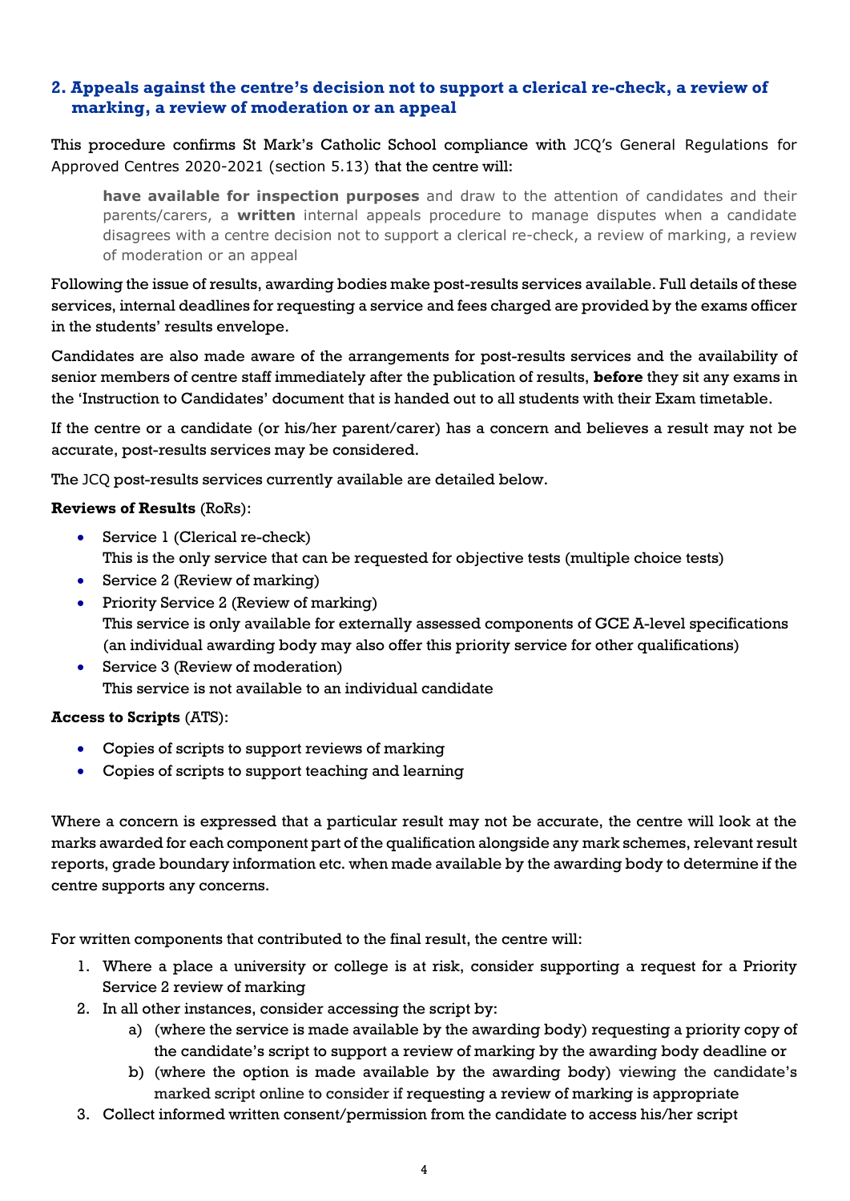## 2. Appeals against the centre's decision not to support a clerical re-check, a review of marking, a review of moderation or an appeal

This procedure confirms St Mark's Catholic School compliance with JCQ's General Regulations for Approved Centres 2020-2021 (section 5.13) that the centre will:

> **have available for inspection purposes** and draw to the attention of candidates and their parents/carers, a **written** internal appeals procedure to manage disputes when a candidate disagrees with a centre decision not to support a clerical re-check, a review of marking, a review of moderation or an appeal

Following the issue of results, awarding bodies make post-results services available. Full details of these services, internal deadlines for requesting a service and fees charged are provided by the exams officer in the students' results envelope.

Candidates are also made aware of the arrangements for post-results services and the availability of senior members of centre staff immediately after the publication of results, **before** they sit any exams in the 'Instruction to Candidates' document that is handed out to all students with their Exam timetable.

If the centre or a candidate (or his/her parent/carer) has a concern and believes a result may not be accurate, post-results services may be considered.

The JCQ post-results services currently available are detailed below.

**Reviews of Results** (RoRs):

- Service 1 (Clerical re-check)
  This is the only service that can be requested for objective tests (multiple choice tests)
- Service 2 (Review of marking)
- Priority Service 2 (Review of marking)
  This service is only available for externally assessed components of GCE A-level specifications (an individual awarding body may also offer this priority service for other qualifications)
- Service 3 (Review of moderation)
  This service is not available to an individual candidate

**Access to Scripts** (ATS):

- Copies of scripts to support reviews of marking
- Copies of scripts to support teaching and learning

Where a concern is expressed that a particular result may not be accurate, the centre will look at the marks awarded for each component part of the qualification alongside any mark schemes, relevant result reports, grade boundary information etc. when made available by the awarding body to determine if the centre supports any concerns.

For written components that contributed to the final result, the centre will:

1. Where a place a university or college is at risk, consider supporting a request for a Priority Service 2 review of marking
2. In all other instances, consider accessing the script by:
   a) (where the service is made available by the awarding body) requesting a priority copy of the candidate's script to support a review of marking by the awarding body deadline or
   b) (where the option is made available by the awarding body) viewing the candidate's marked script online to consider if requesting a review of marking is appropriate
3. Collect informed written consent/permission from the candidate to access his/her script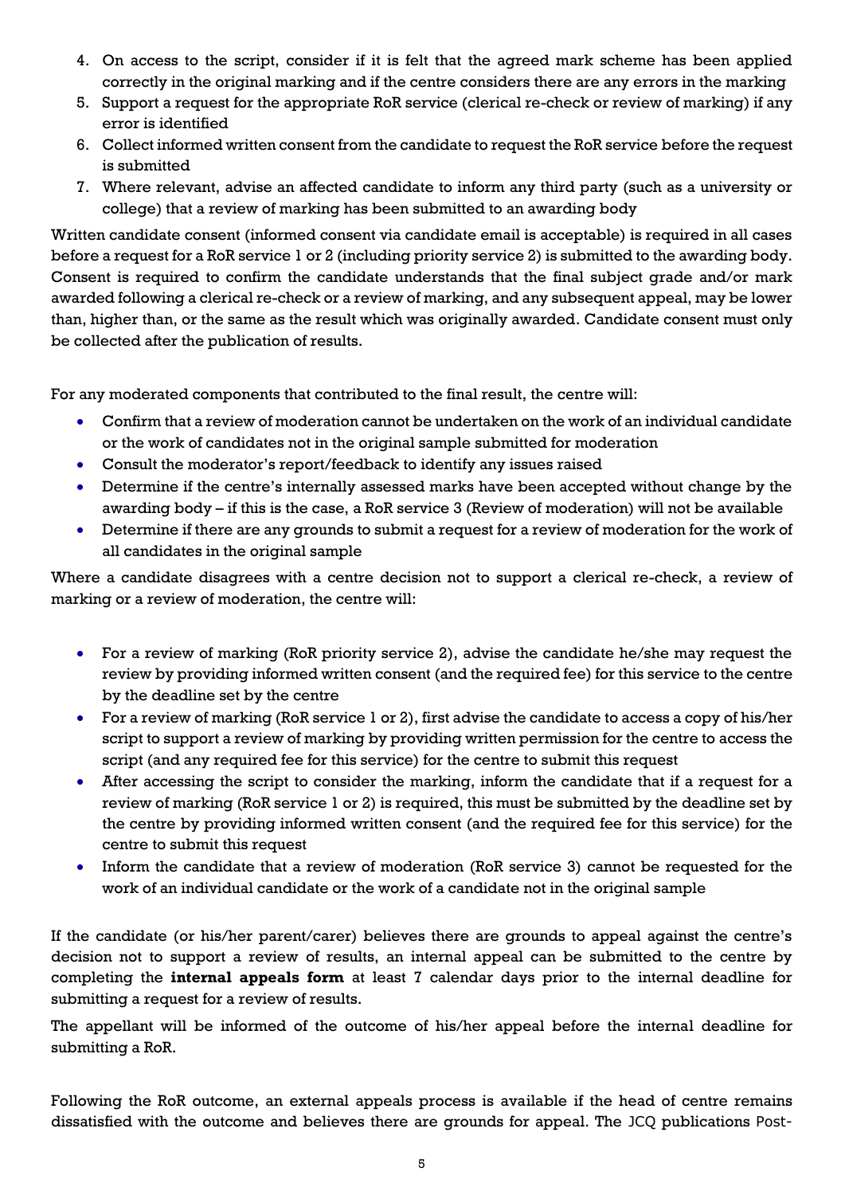4. On access to the script, consider if it is felt that the agreed mark scheme has been applied correctly in the original marking and if the centre considers there are any errors in the marking
5. Support a request for the appropriate RoR service (clerical re-check or review of marking) if any error is identified
6. Collect informed written consent from the candidate to request the RoR service before the request is submitted
7. Where relevant, advise an affected candidate to inform any third party (such as a university or college) that a review of marking has been submitted to an awarding body

Written candidate consent (informed consent via candidate email is acceptable) is required in all cases before a request for a RoR service 1 or 2 (including priority service 2) is submitted to the awarding body. Consent is required to confirm the candidate understands that the final subject grade and/or mark awarded following a clerical re-check or a review of marking, and any subsequent appeal, may be lower than, higher than, or the same as the result which was originally awarded. Candidate consent must only be collected after the publication of results.

For any moderated components that contributed to the final result, the centre will:

- Confirm that a review of moderation cannot be undertaken on the work of an individual candidate or the work of candidates not in the original sample submitted for moderation
- Consult the moderator's report/feedback to identify any issues raised
- Determine if the centre's internally assessed marks have been accepted without change by the awarding body – if this is the case, a RoR service 3 (Review of moderation) will not be available
- Determine if there are any grounds to submit a request for a review of moderation for the work of all candidates in the original sample

Where a candidate disagrees with a centre decision not to support a clerical re-check, a review of marking or a review of moderation, the centre will:

- For a review of marking (RoR priority service 2), advise the candidate he/she may request the review by providing informed written consent (and the required fee) for this service to the centre by the deadline set by the centre
- For a review of marking (RoR service 1 or 2), first advise the candidate to access a copy of his/her script to support a review of marking by providing written permission for the centre to access the script (and any required fee for this service) for the centre to submit this request
- After accessing the script to consider the marking, inform the candidate that if a request for a review of marking (RoR service 1 or 2) is required, this must be submitted by the deadline set by the centre by providing informed written consent (and the required fee for this service) for the centre to submit this request
- Inform the candidate that a review of moderation (RoR service 3) cannot be requested for the work of an individual candidate or the work of a candidate not in the original sample

If the candidate (or his/her parent/carer) believes there are grounds to appeal against the centre's decision not to support a review of results, an internal appeal can be submitted to the centre by completing the **internal appeals form** at least 7 calendar days prior to the internal deadline for submitting a request for a review of results.

The appellant will be informed of the outcome of his/her appeal before the internal deadline for submitting a RoR.

Following the RoR outcome, an external appeals process is available if the head of centre remains dissatisfied with the outcome and believes there are grounds for appeal. The JCQ publications Post-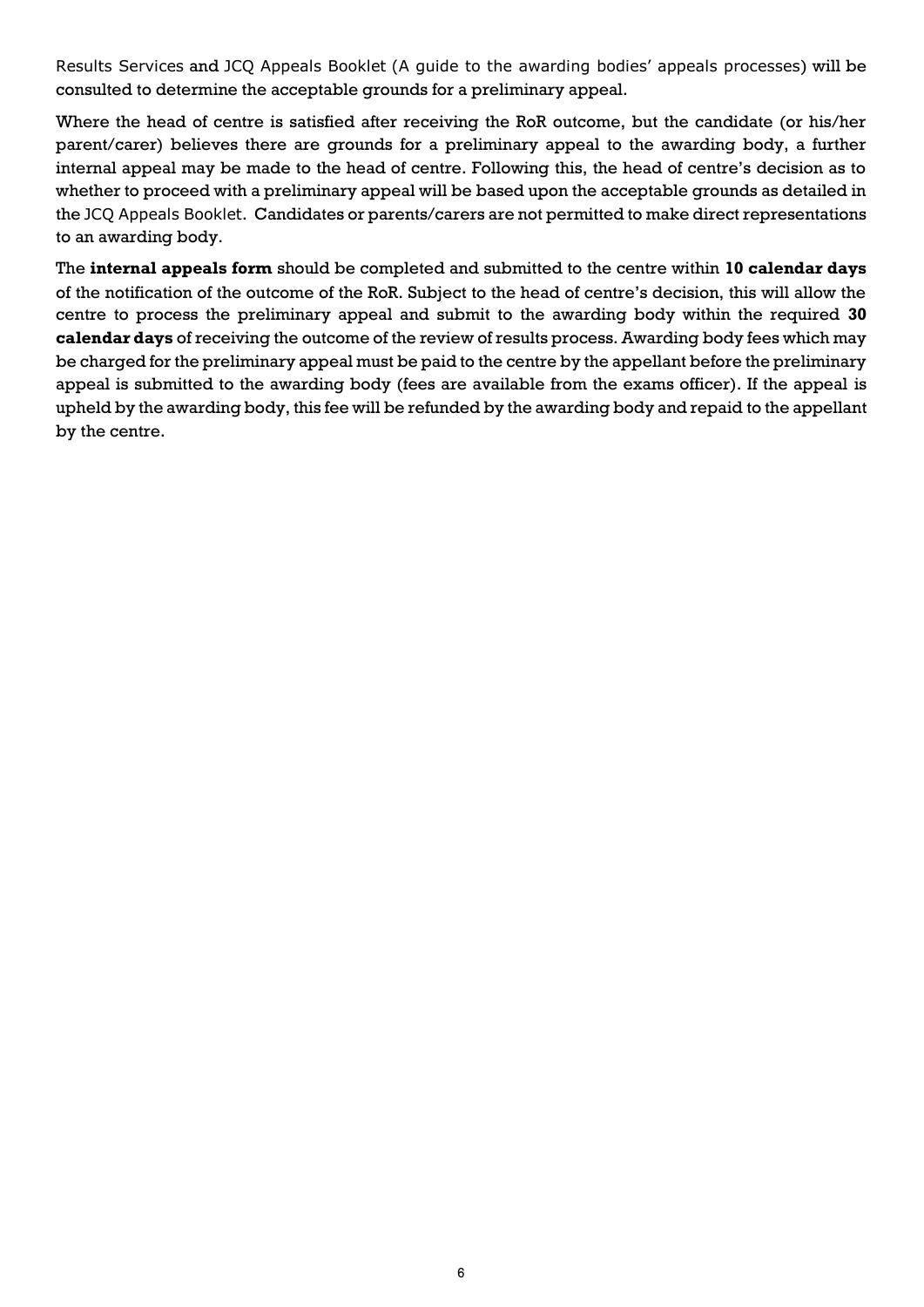Results Services and JCQ Appeals Booklet (A guide to the awarding bodies' appeals processes) will be consulted to determine the acceptable grounds for a preliminary appeal.

Where the head of centre is satisfied after receiving the RoR outcome, but the candidate (or his/her parent/carer) believes there are grounds for a preliminary appeal to the awarding body, a further internal appeal may be made to the head of centre. Following this, the head of centre's decision as to whether to proceed with a preliminary appeal will be based upon the acceptable grounds as detailed in the JCQ Appeals Booklet. Candidates or parents/carers are not permitted to make direct representations to an awarding body.

The **internal appeals form** should be completed and submitted to the centre within **10 calendar days** of the notification of the outcome of the RoR. Subject to the head of centre's decision, this will allow the centre to process the preliminary appeal and submit to the awarding body within the required **30 calendar days** of receiving the outcome of the review of results process. Awarding body fees which may be charged for the preliminary appeal must be paid to the centre by the appellant before the preliminary appeal is submitted to the awarding body (fees are available from the exams officer). If the appeal is upheld by the awarding body, this fee will be refunded by the awarding body and repaid to the appellant by the centre.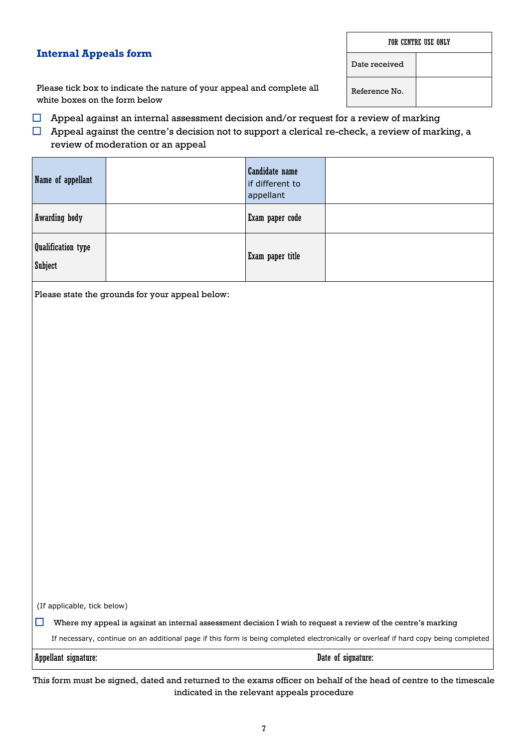## Internal Appeals form

| FOR CENTRE USE ONLY | |
|---|---|
| Date received | |
| Reference No. | |

Please tick box to indicate the nature of your appeal and complete all white boxes on the form below

- ☐ Appeal against an internal assessment decision and/or request for a review of marking
- ☐ Appeal against the centre's decision not to support a clerical re-check, a review of marking, a review of moderation or an appeal

| | | | |
|---|---|---|---|
| Name of appellant | | Candidate name if different to appellant | |
| Awarding body | | Exam paper code | |
| Qualification type<br>Subject | | Exam paper title | |

Please state the grounds for your appeal below:

(If applicable, tick below)

☐ Where my appeal is against an internal assessment decision I wish to request a review of the centre's marking

If necessary, continue on an additional page if this form is being completed electronically or overleaf if hard copy being completed

Appellant signature: Date of signature:

This form must be signed, dated and returned to the exams officer on behalf of the head of centre to the timescale indicated in the relevant appeals procedure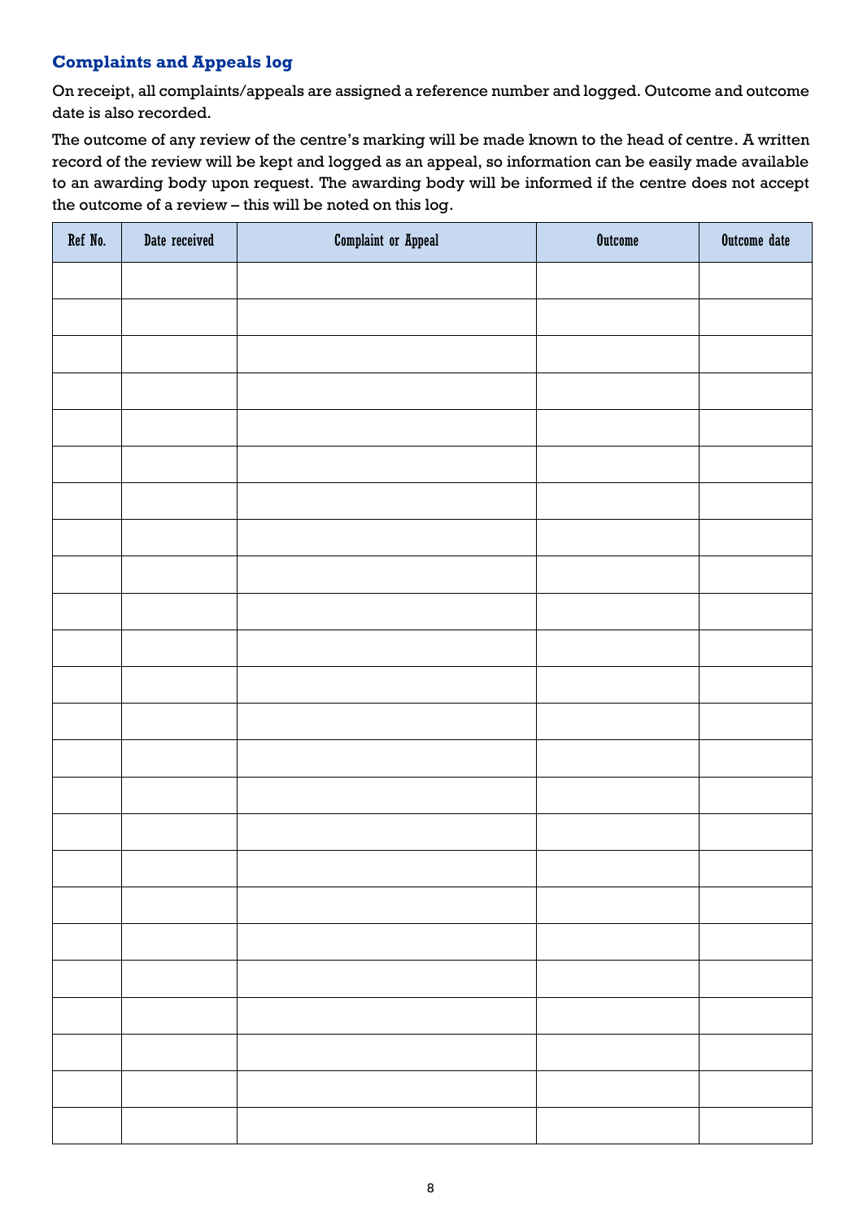## Complaints and Appeals log

On receipt, all complaints/appeals are assigned a reference number and logged. Outcome and outcome date is also recorded.

The outcome of any review of the centre's marking will be made known to the head of centre. A written record of the review will be kept and logged as an appeal, so information can be easily made available to an awarding body upon request. The awarding body will be informed if the centre does not accept the outcome of a review – this will be noted on this log.

| Ref No. | Date received | Complaint or Appeal | Outcome | Outcome date |
|---|---|---|---|---|
| | | | | |
| | | | | |
| | | | | |
| | | | | |
| | | | | |
| | | | | |
| | | | | |
| | | | | |
| | | | | |
| | | | | |
| | | | | |
| | | | | |
| | | | | |
| | | | | |
| | | | | |
| | | | | |
| | | | | |
| | | | | |
| | | | | |
| | | | | |
| | | | | |
| | | | | |
| | | | | |
| | | | | |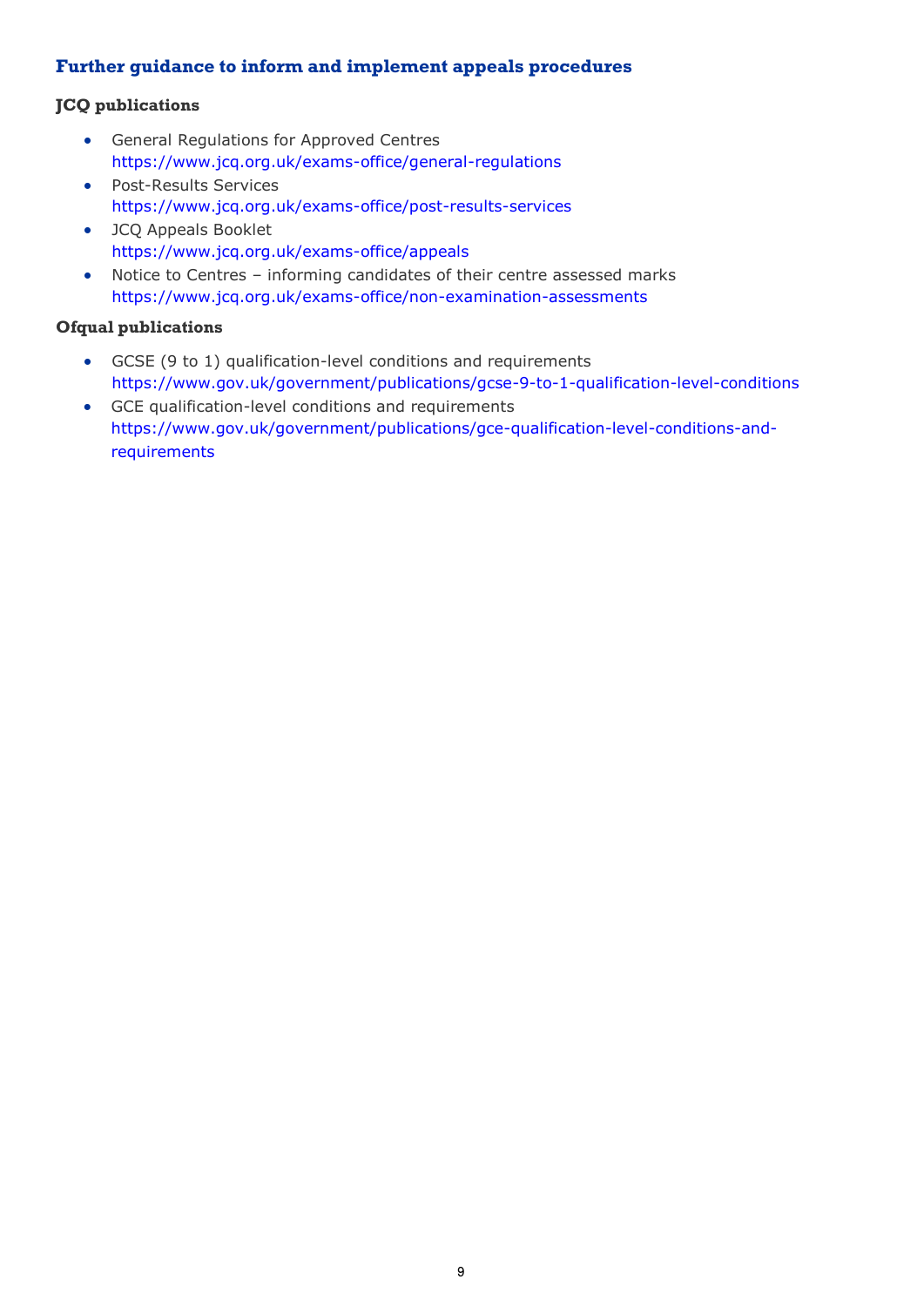## Further guidance to inform and implement appeals procedures

### JCQ publications

- General Regulations for Approved Centres
  https://www.jcq.org.uk/exams-office/general-regulations
- Post-Results Services
  https://www.jcq.org.uk/exams-office/post-results-services
- JCQ Appeals Booklet
  https://www.jcq.org.uk/exams-office/appeals
- Notice to Centres – informing candidates of their centre assessed marks
  https://www.jcq.org.uk/exams-office/non-examination-assessments

### Ofqual publications

- GCSE (9 to 1) qualification-level conditions and requirements
  https://www.gov.uk/government/publications/gcse-9-to-1-qualification-level-conditions
- GCE qualification-level conditions and requirements
  https://www.gov.uk/government/publications/gce-qualification-level-conditions-and-requirements